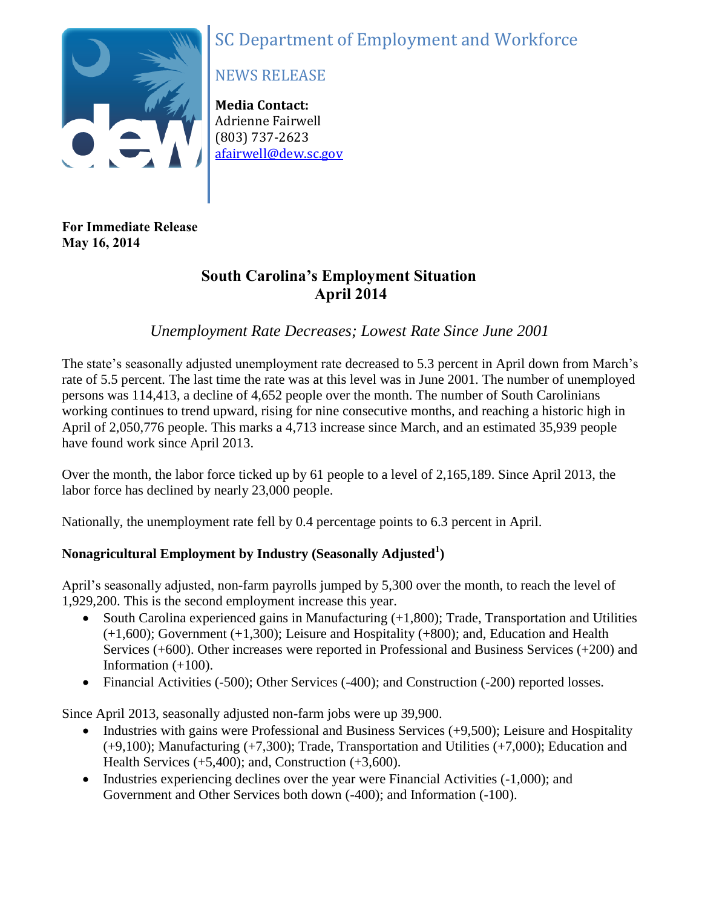SC Department of Employment and Workforce

NEWS RELEASE

**Media Contact:**
Adrienne Fairwell
(803) 737-2623
afairwell@dew.sc.gov

**For Immediate Release**
**May 16, 2014**

# South Carolina's Employment Situation
# April 2014

*Unemployment Rate Decreases; Lowest Rate Since June 2001*

The state's seasonally adjusted unemployment rate decreased to 5.3 percent in April down from March's rate of 5.5 percent. The last time the rate was at this level was in June 2001. The number of unemployed persons was 114,413, a decline of 4,652 people over the month. The number of South Carolinians working continues to trend upward, rising for nine consecutive months, and reaching a historic high in April of 2,050,776 people. This marks a 4,713 increase since March, and an estimated 35,939 people have found work since April 2013.

Over the month, the labor force ticked up by 61 people to a level of 2,165,189. Since April 2013, the labor force has declined by nearly 23,000 people.

Nationally, the unemployment rate fell by 0.4 percentage points to 6.3 percent in April.

### Nonagricultural Employment by Industry (Seasonally Adjusted[1])

April's seasonally adjusted, non-farm payrolls jumped by 5,300 over the month, to reach the level of 1,929,200. This is the second employment increase this year.

- South Carolina experienced gains in Manufacturing (+1,800); Trade, Transportation and Utilities (+1,600); Government (+1,300); Leisure and Hospitality (+800); and, Education and Health Services (+600). Other increases were reported in Professional and Business Services (+200) and Information (+100).
- Financial Activities (-500); Other Services (-400); and Construction (-200) reported losses.

Since April 2013, seasonally adjusted non-farm jobs were up 39,900.

- Industries with gains were Professional and Business Services (+9,500); Leisure and Hospitality (+9,100); Manufacturing (+7,300); Trade, Transportation and Utilities (+7,000); Education and Health Services (+5,400); and, Construction (+3,600).
- Industries experiencing declines over the year were Financial Activities (-1,000); and Government and Other Services both down (-400); and Information (-100).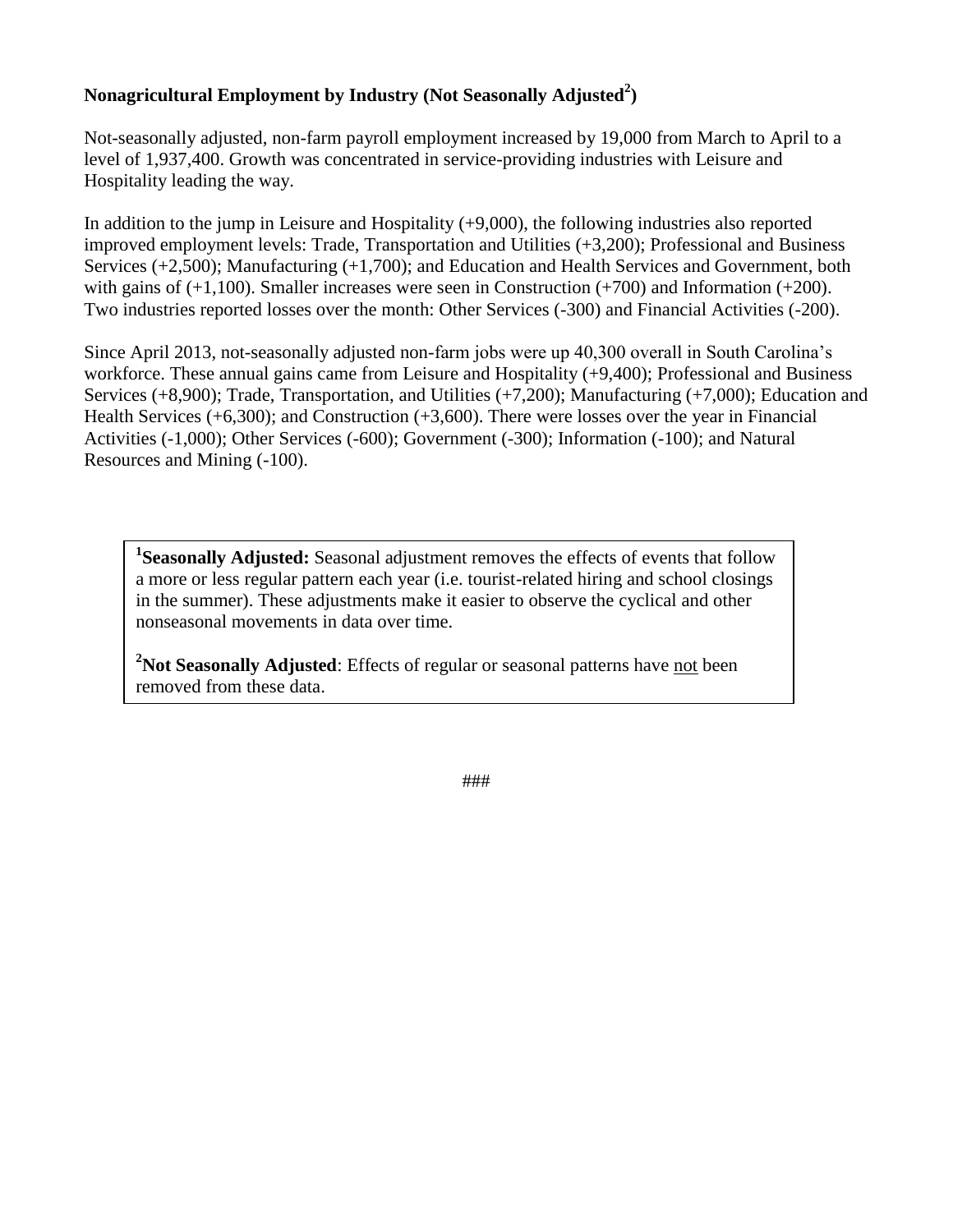**Nonagricultural Employment by Industry (Not Seasonally Adjusted[2])**

Not-seasonally adjusted, non-farm payroll employment increased by 19,000 from March to April to a level of 1,937,400. Growth was concentrated in service-providing industries with Leisure and Hospitality leading the way.

In addition to the jump in Leisure and Hospitality (+9,000), the following industries also reported improved employment levels: Trade, Transportation and Utilities (+3,200); Professional and Business Services (+2,500); Manufacturing (+1,700); and Education and Health Services and Government, both with gains of (+1,100). Smaller increases were seen in Construction (+700) and Information (+200). Two industries reported losses over the month: Other Services (-300) and Financial Activities (-200).

Since April 2013, not-seasonally adjusted non-farm jobs were up 40,300 overall in South Carolina's workforce. These annual gains came from Leisure and Hospitality (+9,400); Professional and Business Services (+8,900); Trade, Transportation, and Utilities (+7,200); Manufacturing (+7,000); Education and Health Services (+6,300); and Construction (+3,600). There were losses over the year in Financial Activities (-1,000); Other Services (-600); Government (-300); Information (-100); and Natural Resources and Mining (-100).

> [1]**Seasonally Adjusted:** Seasonal adjustment removes the effects of events that follow a more or less regular pattern each year (i.e. tourist-related hiring and school closings in the summer). These adjustments make it easier to observe the cyclical and other nonseasonal movements in data over time.
>
> [2]**Not Seasonally Adjusted**: Effects of regular or seasonal patterns have not been removed from these data.

###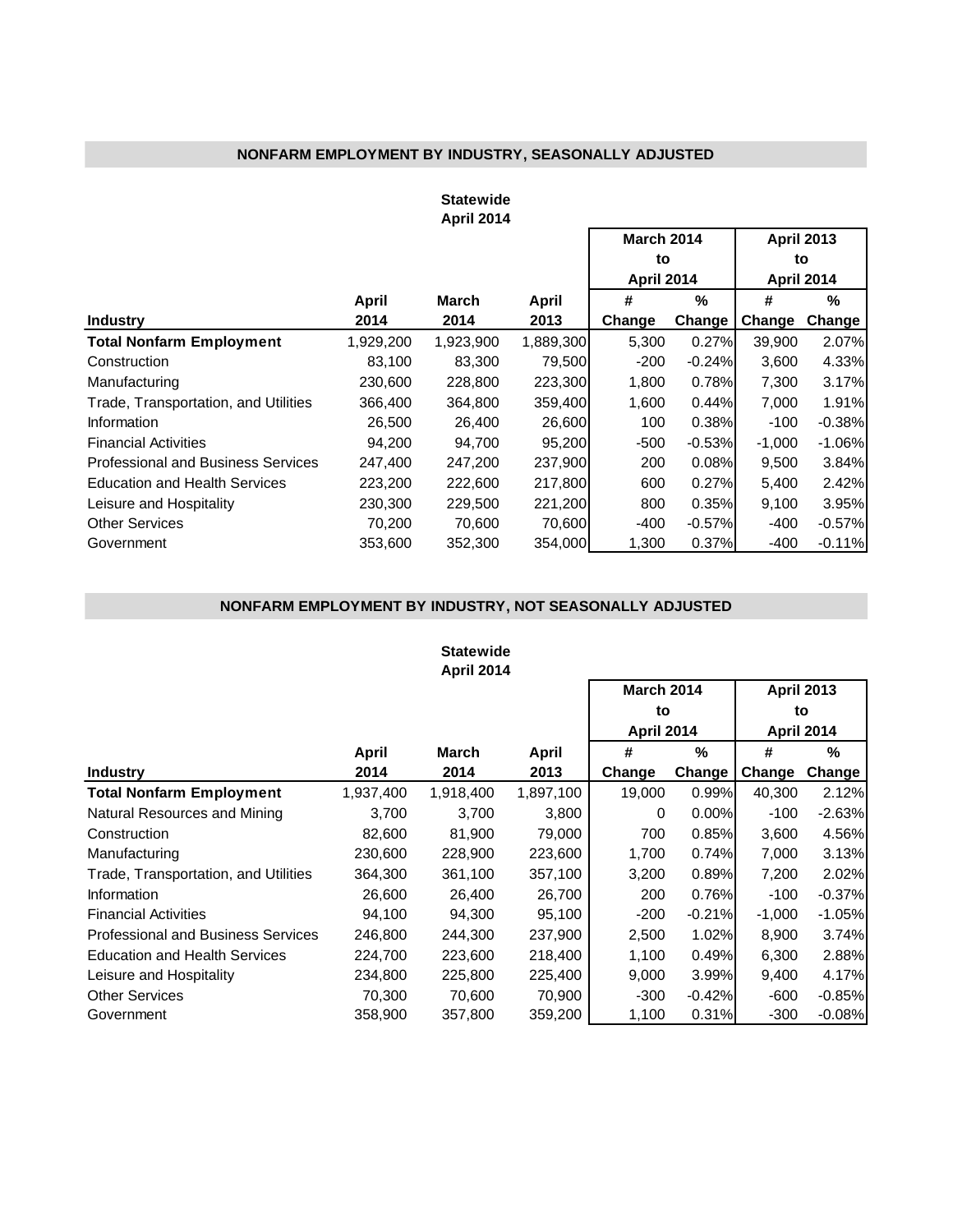## NONFARM EMPLOYMENT BY INDUSTRY, SEASONALLY ADJUSTED

**Statewide**
**April 2014**

| | | | | March 2014 to April 2014 | | April 2013 to April 2014 | |
|---|---|---|---|---|---|---|---|
| **Industry** | **April 2014** | **March 2014** | **April 2013** | **# Change** | **% Change** | **# Change** | **% Change** |
| **Total Nonfarm Employment** | 1,929,200 | 1,923,900 | 1,889,300 | 5,300 | 0.27% | 39,900 | 2.07% |
| Construction | 83,100 | 83,300 | 79,500 | -200 | -0.24% | 3,600 | 4.33% |
| Manufacturing | 230,600 | 228,800 | 223,300 | 1,800 | 0.78% | 7,300 | 3.17% |
| Trade, Transportation, and Utilities | 366,400 | 364,800 | 359,400 | 1,600 | 0.44% | 7,000 | 1.91% |
| Information | 26,500 | 26,400 | 26,600 | 100 | 0.38% | -100 | -0.38% |
| Financial Activities | 94,200 | 94,700 | 95,200 | -500 | -0.53% | -1,000 | -1.06% |
| Professional and Business Services | 247,400 | 247,200 | 237,900 | 200 | 0.08% | 9,500 | 3.84% |
| Education and Health Services | 223,200 | 222,600 | 217,800 | 600 | 0.27% | 5,400 | 2.42% |
| Leisure and Hospitality | 230,300 | 229,500 | 221,200 | 800 | 0.35% | 9,100 | 3.95% |
| Other Services | 70,200 | 70,600 | 70,600 | -400 | -0.57% | -400 | -0.57% |
| Government | 353,600 | 352,300 | 354,000 | 1,300 | 0.37% | -400 | -0.11% |

## NONFARM EMPLOYMENT BY INDUSTRY, NOT SEASONALLY ADJUSTED

**Statewide**
**April 2014**

| | | | | March 2014 to April 2014 | | April 2013 to April 2014 | |
|---|---|---|---|---|---|---|---|
| **Industry** | **April 2014** | **March 2014** | **April 2013** | **# Change** | **% Change** | **# Change** | **% Change** |
| **Total Nonfarm Employment** | 1,937,400 | 1,918,400 | 1,897,100 | 19,000 | 0.99% | 40,300 | 2.12% |
| Natural Resources and Mining | 3,700 | 3,700 | 3,800 | 0 | 0.00% | -100 | -2.63% |
| Construction | 82,600 | 81,900 | 79,000 | 700 | 0.85% | 3,600 | 4.56% |
| Manufacturing | 230,600 | 228,900 | 223,600 | 1,700 | 0.74% | 7,000 | 3.13% |
| Trade, Transportation, and Utilities | 364,300 | 361,100 | 357,100 | 3,200 | 0.89% | 7,200 | 2.02% |
| Information | 26,600 | 26,400 | 26,700 | 200 | 0.76% | -100 | -0.37% |
| Financial Activities | 94,100 | 94,300 | 95,100 | -200 | -0.21% | -1,000 | -1.05% |
| Professional and Business Services | 246,800 | 244,300 | 237,900 | 2,500 | 1.02% | 8,900 | 3.74% |
| Education and Health Services | 224,700 | 223,600 | 218,400 | 1,100 | 0.49% | 6,300 | 2.88% |
| Leisure and Hospitality | 234,800 | 225,800 | 225,400 | 9,000 | 3.99% | 9,400 | 4.17% |
| Other Services | 70,300 | 70,600 | 70,900 | -300 | -0.42% | -600 | -0.85% |
| Government | 358,900 | 357,800 | 359,200 | 1,100 | 0.31% | -300 | -0.08% |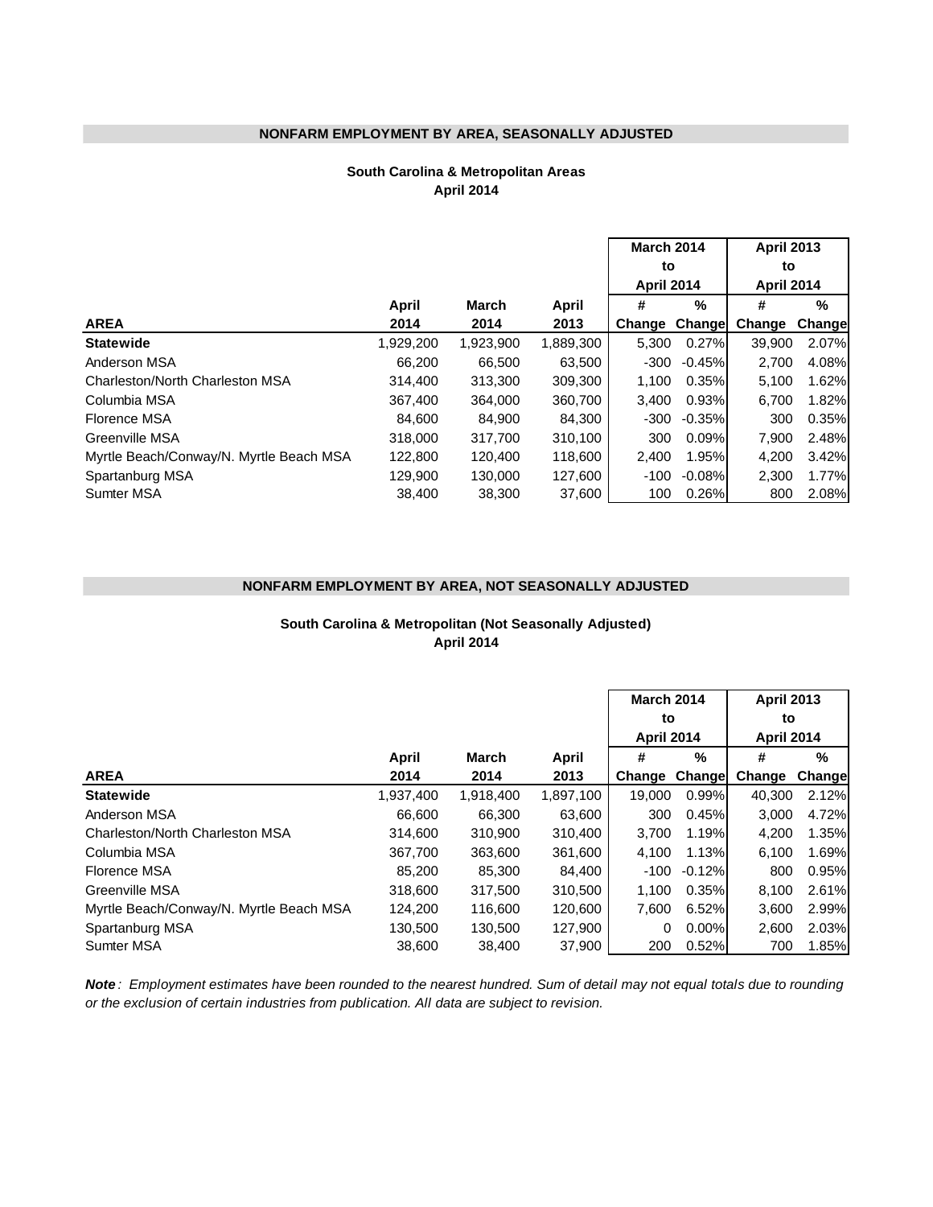## NONFARM EMPLOYMENT BY AREA, SEASONALLY ADJUSTED

### South Carolina & Metropolitan Areas
### April 2014

| | | | | March 2014 to April 2014 | | April 2013 to April 2014 | |
|---|---|---|---|---|---|---|---|
| **AREA** | **April 2014** | **March 2014** | **April 2013** | **# Change** | **% Change** | **# Change** | **% Change** |
| **Statewide** | 1,929,200 | 1,923,900 | 1,889,300 | 5,300 | 0.27% | 39,900 | 2.07% |
| Anderson MSA | 66,200 | 66,500 | 63,500 | -300 | -0.45% | 2,700 | 4.08% |
| Charleston/North Charleston MSA | 314,400 | 313,300 | 309,300 | 1,100 | 0.35% | 5,100 | 1.62% |
| Columbia MSA | 367,400 | 364,000 | 360,700 | 3,400 | 0.93% | 6,700 | 1.82% |
| Florence MSA | 84,600 | 84,900 | 84,300 | -300 | -0.35% | 300 | 0.35% |
| Greenville MSA | 318,000 | 317,700 | 310,100 | 300 | 0.09% | 7,900 | 2.48% |
| Myrtle Beach/Conway/N. Myrtle Beach MSA | 122,800 | 120,400 | 118,600 | 2,400 | 1.95% | 4,200 | 3.42% |
| Spartanburg MSA | 129,900 | 130,000 | 127,600 | -100 | -0.08% | 2,300 | 1.77% |
| Sumter MSA | 38,400 | 38,300 | 37,600 | 100 | 0.26% | 800 | 2.08% |

## NONFARM EMPLOYMENT BY AREA, NOT SEASONALLY ADJUSTED

### South Carolina & Metropolitan (Not Seasonally Adjusted)
### April 2014

| | | | | March 2014 to April 2014 | | April 2013 to April 2014 | |
|---|---|---|---|---|---|---|---|
| **AREA** | **April 2014** | **March 2014** | **April 2013** | **# Change** | **% Change** | **# Change** | **% Change** |
| **Statewide** | 1,937,400 | 1,918,400 | 1,897,100 | 19,000 | 0.99% | 40,300 | 2.12% |
| Anderson MSA | 66,600 | 66,300 | 63,600 | 300 | 0.45% | 3,000 | 4.72% |
| Charleston/North Charleston MSA | 314,600 | 310,900 | 310,400 | 3,700 | 1.19% | 4,200 | 1.35% |
| Columbia MSA | 367,700 | 363,600 | 361,600 | 4,100 | 1.13% | 6,100 | 1.69% |
| Florence MSA | 85,200 | 85,300 | 84,400 | -100 | -0.12% | 800 | 0.95% |
| Greenville MSA | 318,600 | 317,500 | 310,500 | 1,100 | 0.35% | 8,100 | 2.61% |
| Myrtle Beach/Conway/N. Myrtle Beach MSA | 124,200 | 116,600 | 120,600 | 7,600 | 6.52% | 3,600 | 2.99% |
| Spartanburg MSA | 130,500 | 130,500 | 127,900 | 0 | 0.00% | 2,600 | 2.03% |
| Sumter MSA | 38,600 | 38,400 | 37,900 | 200 | 0.52% | 700 | 1.85% |

***Note**: Employment estimates have been rounded to the nearest hundred. Sum of detail may not equal totals due to rounding or the exclusion of certain industries from publication. All data are subject to revision.*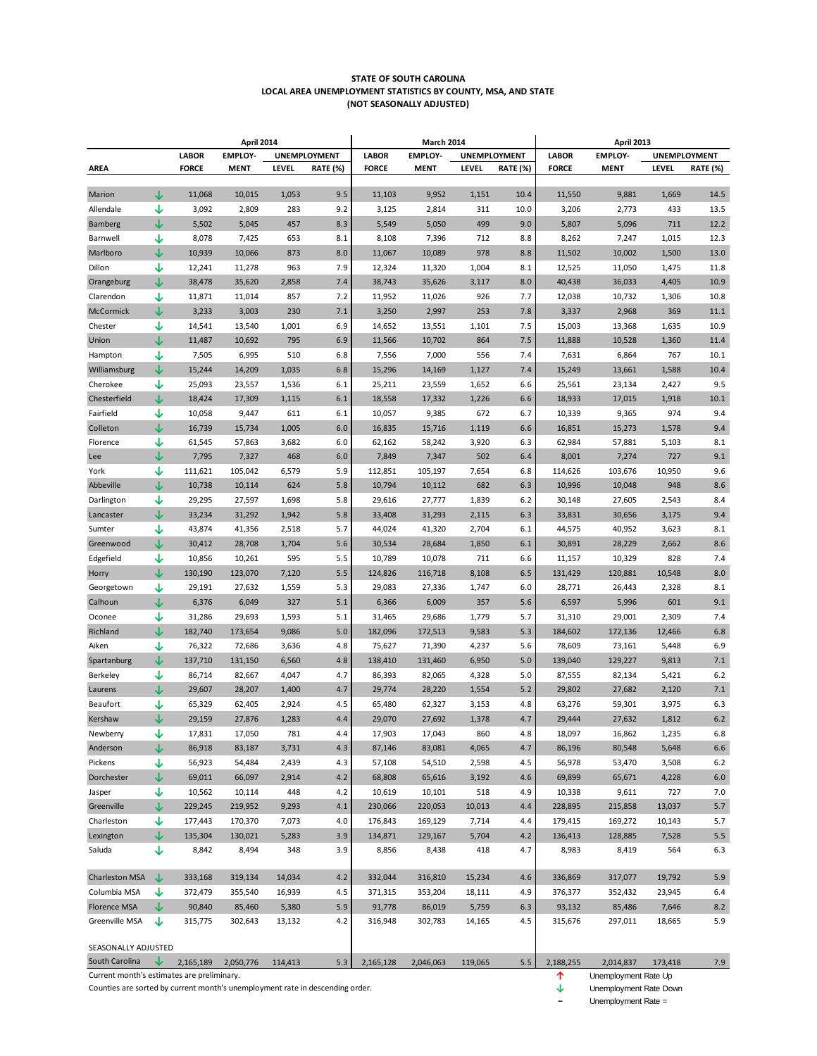**STATE OF SOUTH CAROLINA**
**LOCAL AREA UNEMPLOYMENT STATISTICS BY COUNTY, MSA, AND STATE**
**(NOT SEASONALLY ADJUSTED)**

| | | April 2014 | | | | March 2014 | | | | April 2013 | | | |
|---|---|---|---|---|---|---|---|---|---|---|---|---|---|
| | | LABOR | EMPLOY- | UNEMPLOYMENT | | LABOR | EMPLOY- | UNEMPLOYMENT | | LABOR | EMPLOY- | UNEMPLOYMENT | |
| AREA | | FORCE | MENT | LEVEL | RATE (%) | FORCE | MENT | LEVEL | RATE (%) | FORCE | MENT | LEVEL | RATE (%) |
| Marion | ↓ | 11,068 | 10,015 | 1,053 | 9.5 | 11,103 | 9,952 | 1,151 | 10.4 | 11,550 | 9,881 | 1,669 | 14.5 |
| Allendale | ↓ | 3,092 | 2,809 | 283 | 9.2 | 3,125 | 2,814 | 311 | 10.0 | 3,206 | 2,773 | 433 | 13.5 |
| Bamberg | ↓ | 5,502 | 5,045 | 457 | 8.3 | 5,549 | 5,050 | 499 | 9.0 | 5,807 | 5,096 | 711 | 12.2 |
| Barnwell | ↓ | 8,078 | 7,425 | 653 | 8.1 | 8,108 | 7,396 | 712 | 8.8 | 8,262 | 7,247 | 1,015 | 12.3 |
| Marlboro | ↓ | 10,939 | 10,066 | 873 | 8.0 | 11,067 | 10,089 | 978 | 8.8 | 11,502 | 10,002 | 1,500 | 13.0 |
| Dillon | ↓ | 12,241 | 11,278 | 963 | 7.9 | 12,324 | 11,320 | 1,004 | 8.1 | 12,525 | 11,050 | 1,475 | 11.8 |
| Orangeburg | ↓ | 38,478 | 35,620 | 2,858 | 7.4 | 38,743 | 35,626 | 3,117 | 8.0 | 40,438 | 36,033 | 4,405 | 10.9 |
| Clarendon | ↓ | 11,871 | 11,014 | 857 | 7.2 | 11,952 | 11,026 | 926 | 7.7 | 12,038 | 10,732 | 1,306 | 10.8 |
| McCormick | ↓ | 3,233 | 3,003 | 230 | 7.1 | 3,250 | 2,997 | 253 | 7.8 | 3,337 | 2,968 | 369 | 11.1 |
| Chester | ↓ | 14,541 | 13,540 | 1,001 | 6.9 | 14,652 | 13,551 | 1,101 | 7.5 | 15,003 | 13,368 | 1,635 | 10.9 |
| Union | ↓ | 11,487 | 10,692 | 795 | 6.9 | 11,566 | 10,702 | 864 | 7.5 | 11,888 | 10,528 | 1,360 | 11.4 |
| Hampton | ↓ | 7,505 | 6,995 | 510 | 6.8 | 7,556 | 7,000 | 556 | 7.4 | 7,631 | 6,864 | 767 | 10.1 |
| Williamsburg | ↓ | 15,244 | 14,209 | 1,035 | 6.8 | 15,296 | 14,169 | 1,127 | 7.4 | 15,249 | 13,661 | 1,588 | 10.4 |
| Cherokee | ↓ | 25,093 | 23,557 | 1,536 | 6.1 | 25,211 | 23,559 | 1,652 | 6.6 | 25,561 | 23,134 | 2,427 | 9.5 |
| Chesterfield | ↓ | 18,424 | 17,309 | 1,115 | 6.1 | 18,558 | 17,332 | 1,226 | 6.6 | 18,933 | 17,015 | 1,918 | 10.1 |
| Fairfield | ↓ | 10,058 | 9,447 | 611 | 6.1 | 10,057 | 9,385 | 672 | 6.7 | 10,339 | 9,365 | 974 | 9.4 |
| Colleton | ↓ | 16,739 | 15,734 | 1,005 | 6.0 | 16,835 | 15,716 | 1,119 | 6.6 | 16,851 | 15,273 | 1,578 | 9.4 |
| Florence | ↓ | 61,545 | 57,863 | 3,682 | 6.0 | 62,162 | 58,242 | 3,920 | 6.3 | 62,984 | 57,881 | 5,103 | 8.1 |
| Lee | ↓ | 7,795 | 7,327 | 468 | 6.0 | 7,849 | 7,347 | 502 | 6.4 | 8,001 | 7,274 | 727 | 9.1 |
| York | ↓ | 111,621 | 105,042 | 6,579 | 5.9 | 112,851 | 105,197 | 7,654 | 6.8 | 114,626 | 103,676 | 10,950 | 9.6 |
| Abbeville | ↓ | 10,738 | 10,114 | 624 | 5.8 | 10,794 | 10,112 | 682 | 6.3 | 10,996 | 10,048 | 948 | 8.6 |
| Darlington | ↓ | 29,295 | 27,597 | 1,698 | 5.8 | 29,616 | 27,777 | 1,839 | 6.2 | 30,148 | 27,605 | 2,543 | 8.4 |
| Lancaster | ↓ | 33,234 | 31,292 | 1,942 | 5.8 | 33,408 | 31,293 | 2,115 | 6.3 | 33,831 | 30,656 | 3,175 | 9.4 |
| Sumter | ↓ | 43,874 | 41,356 | 2,518 | 5.7 | 44,024 | 41,320 | 2,704 | 6.1 | 44,575 | 40,952 | 3,623 | 8.1 |
| Greenwood | ↓ | 30,412 | 28,708 | 1,704 | 5.6 | 30,534 | 28,684 | 1,850 | 6.1 | 30,891 | 28,229 | 2,662 | 8.6 |
| Edgefield | ↓ | 10,856 | 10,261 | 595 | 5.5 | 10,789 | 10,078 | 711 | 6.6 | 11,157 | 10,329 | 828 | 7.4 |
| Horry | ↓ | 130,190 | 123,070 | 7,120 | 5.5 | 124,826 | 116,718 | 8,108 | 6.5 | 131,429 | 120,881 | 10,548 | 8.0 |
| Georgetown | ↓ | 29,191 | 27,632 | 1,559 | 5.3 | 29,083 | 27,336 | 1,747 | 6.0 | 28,771 | 26,443 | 2,328 | 8.1 |
| Calhoun | ↓ | 6,376 | 6,049 | 327 | 5.1 | 6,366 | 6,009 | 357 | 5.6 | 6,597 | 5,996 | 601 | 9.1 |
| Oconee | ↓ | 31,286 | 29,693 | 1,593 | 5.1 | 31,465 | 29,686 | 1,779 | 5.7 | 31,310 | 29,001 | 2,309 | 7.4 |
| Richland | ↓ | 182,740 | 173,654 | 9,086 | 5.0 | 182,096 | 172,513 | 9,583 | 5.3 | 184,602 | 172,136 | 12,466 | 6.8 |
| Aiken | ↓ | 76,322 | 72,686 | 3,636 | 4.8 | 75,627 | 71,390 | 4,237 | 5.6 | 78,609 | 73,161 | 5,448 | 6.9 |
| Spartanburg | ↓ | 137,710 | 131,150 | 6,560 | 4.8 | 138,410 | 131,460 | 6,950 | 5.0 | 139,040 | 129,227 | 9,813 | 7.1 |
| Berkeley | ↓ | 86,714 | 82,667 | 4,047 | 4.7 | 86,393 | 82,065 | 4,328 | 5.0 | 87,555 | 82,134 | 5,421 | 6.2 |
| Laurens | ↓ | 29,607 | 28,207 | 1,400 | 4.7 | 29,774 | 28,220 | 1,554 | 5.2 | 29,802 | 27,682 | 2,120 | 7.1 |
| Beaufort | ↓ | 65,329 | 62,405 | 2,924 | 4.5 | 65,480 | 62,327 | 3,153 | 4.8 | 63,276 | 59,301 | 3,975 | 6.3 |
| Kershaw | ↓ | 29,159 | 27,876 | 1,283 | 4.4 | 29,070 | 27,692 | 1,378 | 4.7 | 29,444 | 27,632 | 1,812 | 6.2 |
| Newberry | ↓ | 17,831 | 17,050 | 781 | 4.4 | 17,903 | 17,043 | 860 | 4.8 | 18,097 | 16,862 | 1,235 | 6.8 |
| Anderson | ↓ | 86,918 | 83,187 | 3,731 | 4.3 | 87,146 | 83,081 | 4,065 | 4.7 | 86,196 | 80,548 | 5,648 | 6.6 |
| Pickens | ↓ | 56,923 | 54,484 | 2,439 | 4.3 | 57,108 | 54,510 | 2,598 | 4.5 | 56,978 | 53,470 | 3,508 | 6.2 |
| Dorchester | ↓ | 69,011 | 66,097 | 2,914 | 4.2 | 68,808 | 65,616 | 3,192 | 4.6 | 69,899 | 65,671 | 4,228 | 6.0 |
| Jasper | ↓ | 10,562 | 10,114 | 448 | 4.2 | 10,619 | 10,101 | 518 | 4.9 | 10,338 | 9,611 | 727 | 7.0 |
| Greenville | ↓ | 229,245 | 219,952 | 9,293 | 4.1 | 230,066 | 220,053 | 10,013 | 4.4 | 228,895 | 215,858 | 13,037 | 5.7 |
| Charleston | ↓ | 177,443 | 170,370 | 7,073 | 4.0 | 176,843 | 169,129 | 7,714 | 4.4 | 179,415 | 169,272 | 10,143 | 5.7 |
| Lexington | ↓ | 135,304 | 130,021 | 5,283 | 3.9 | 134,871 | 129,167 | 5,704 | 4.2 | 136,413 | 128,885 | 7,528 | 5.5 |
| Saluda | ↓ | 8,842 | 8,494 | 348 | 3.9 | 8,856 | 8,438 | 418 | 4.7 | 8,983 | 8,419 | 564 | 6.3 |
| Charleston MSA | ↓ | 333,168 | 319,134 | 14,034 | 4.2 | 332,044 | 316,810 | 15,234 | 4.6 | 336,869 | 317,077 | 19,792 | 5.9 |
| Columbia MSA | ↓ | 372,479 | 355,540 | 16,939 | 4.5 | 371,315 | 353,204 | 18,111 | 4.9 | 376,377 | 352,432 | 23,945 | 6.4 |
| Florence MSA | ↓ | 90,840 | 85,460 | 5,380 | 5.9 | 91,778 | 86,019 | 5,759 | 6.3 | 93,132 | 85,486 | 7,646 | 8.2 |
| Greenville MSA | ↓ | 315,775 | 302,643 | 13,132 | 4.2 | 316,948 | 302,783 | 14,165 | 4.5 | 315,676 | 297,011 | 18,665 | 5.9 |
| SEASONALLY ADJUSTED | | | | | | | | | | | | | |
| South Carolina | ↓ | 2,165,189 | 2,050,776 | 114,413 | 5.3 | 2,165,128 | 2,046,063 | 119,065 | 5.5 | 2,188,255 | 2,014,837 | 173,418 | 7.9 |

Current month's estimates are preliminary.

Counties are sorted by current month's unemployment rate in descending order.

↑ Unemployment Rate Up

↓ Unemployment Rate Down

– Unemployment Rate =